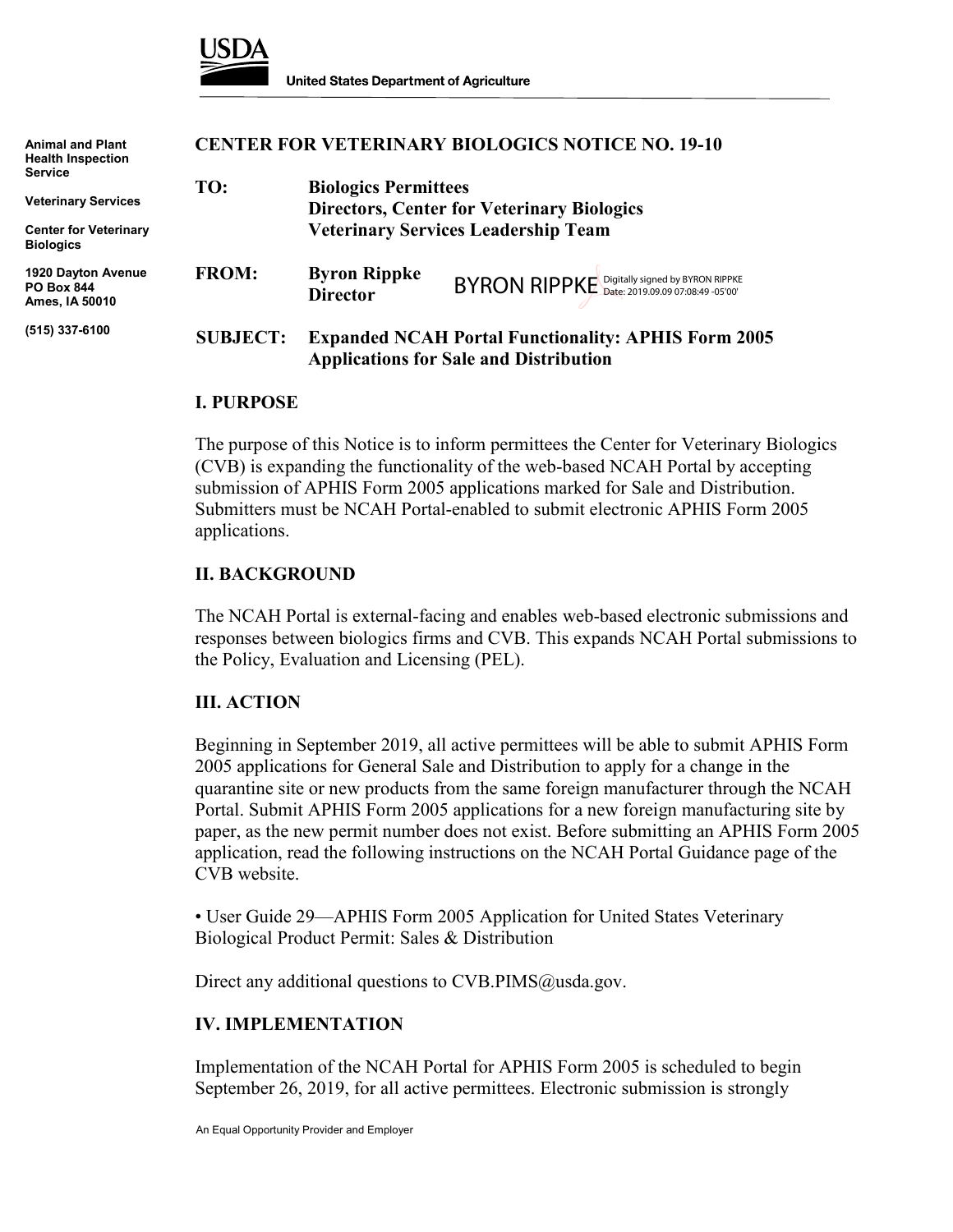USDA

United States Department of Agriculture

Animal and Plant Health Inspection Service

Veterinary Services

Center for Veterinary Biologics

1920 Dayton Avenue
PO Box 844
Ames, IA 50010

(515) 337-6100

**CENTER FOR VETERINARY BIOLOGICS NOTICE NO. 19-10**

**TO:** **Biologics Permittees**
**Directors, Center for Veterinary Biologics**
**Veterinary Services Leadership Team**

**FROM:** **Byron Rippke**
**Director**

BYRON RIPPKE Digitally signed by BYRON RIPPKE Date: 2019.09.09 07:08:49 -05'00'

**SUBJECT:** **Expanded NCAH Portal Functionality: APHIS Form 2005 Applications for Sale and Distribution**

## I. PURPOSE

The purpose of this Notice is to inform permittees the Center for Veterinary Biologics (CVB) is expanding the functionality of the web-based NCAH Portal by accepting submission of APHIS Form 2005 applications marked for Sale and Distribution. Submitters must be NCAH Portal-enabled to submit electronic APHIS Form 2005 applications.

## II. BACKGROUND

The NCAH Portal is external-facing and enables web-based electronic submissions and responses between biologics firms and CVB. This expands NCAH Portal submissions to the Policy, Evaluation and Licensing (PEL).

## III. ACTION

Beginning in September 2019, all active permittees will be able to submit APHIS Form 2005 applications for General Sale and Distribution to apply for a change in the quarantine site or new products from the same foreign manufacturer through the NCAH Portal. Submit APHIS Form 2005 applications for a new foreign manufacturing site by paper, as the new permit number does not exist. Before submitting an APHIS Form 2005 application, read the following instructions on the NCAH Portal Guidance page of the CVB website.

- User Guide 29—APHIS Form 2005 Application for United States Veterinary Biological Product Permit: Sales & Distribution

Direct any additional questions to CVB.PIMS@usda.gov.

## IV. IMPLEMENTATION

Implementation of the NCAH Portal for APHIS Form 2005 is scheduled to begin September 26, 2019, for all active permittees. Electronic submission is strongly

An Equal Opportunity Provider and Employer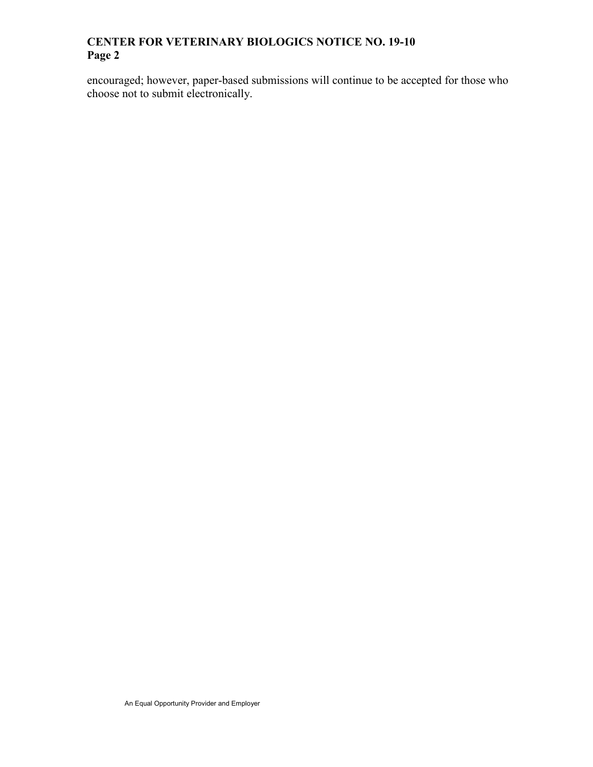encouraged; however, paper-based submissions will continue to be accepted for those who choose not to submit electronically.